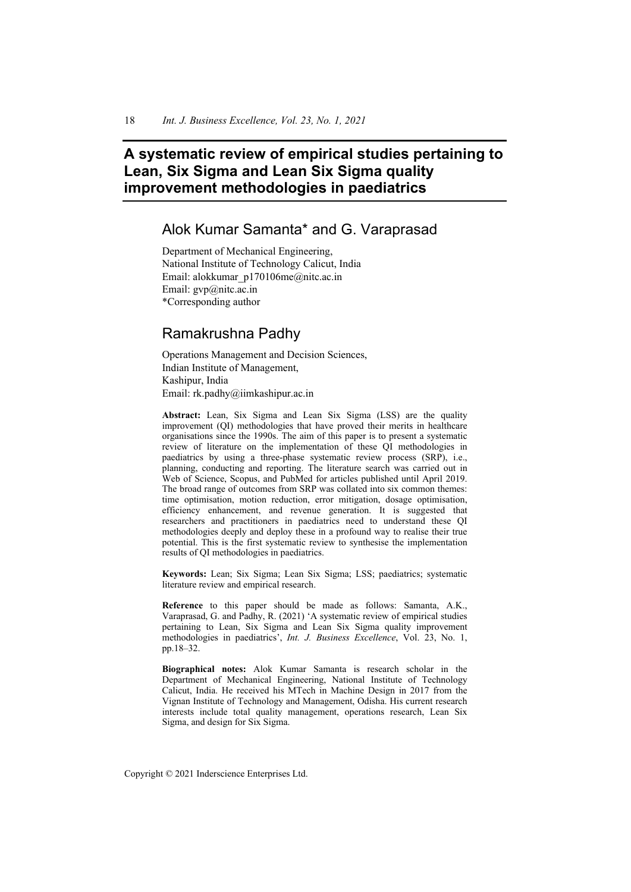# A systematic review of empirical studies pertaining to Lean, Six Sigma and Lean Six Sigma quality improvement methodologies in paediatrics

## Alok Kumar Samanta* and G. Varaprasad

Department of Mechanical Engineering,
National Institute of Technology Calicut, India
Email: alokkumar_p170106me@nitc.ac.in
Email: gvp@nitc.ac.in
*Corresponding author

## Ramakrushna Padhy

Operations Management and Decision Sciences,
Indian Institute of Management,
Kashipur, India
Email: rk.padhy@iimkashipur.ac.in

**Abstract:** Lean, Six Sigma and Lean Six Sigma (LSS) are the quality improvement (QI) methodologies that have proved their merits in healthcare organisations since the 1990s. The aim of this paper is to present a systematic review of literature on the implementation of these QI methodologies in paediatrics by using a three-phase systematic review process (SRP), i.e., planning, conducting and reporting. The literature search was carried out in Web of Science, Scopus, and PubMed for articles published until April 2019. The broad range of outcomes from SRP was collated into six common themes: time optimisation, motion reduction, error mitigation, dosage optimisation, efficiency enhancement, and revenue generation. It is suggested that researchers and practitioners in paediatrics need to understand these QI methodologies deeply and deploy these in a profound way to realise their true potential. This is the first systematic review to synthesise the implementation results of QI methodologies in paediatrics.

**Keywords:** Lean; Six Sigma; Lean Six Sigma; LSS; paediatrics; systematic literature review and empirical research.

**Reference** to this paper should be made as follows: Samanta, A.K., Varaprasad, G. and Padhy, R. (2021) 'A systematic review of empirical studies pertaining to Lean, Six Sigma and Lean Six Sigma quality improvement methodologies in paediatrics', *Int. J. Business Excellence*, Vol. 23, No. 1, pp.18–32.

**Biographical notes:** Alok Kumar Samanta is research scholar in the Department of Mechanical Engineering, National Institute of Technology Calicut, India. He received his MTech in Machine Design in 2017 from the Vignan Institute of Technology and Management, Odisha. His current research interests include total quality management, operations research, Lean Six Sigma, and design for Six Sigma.

Copyright © 2021 Inderscience Enterprises Ltd.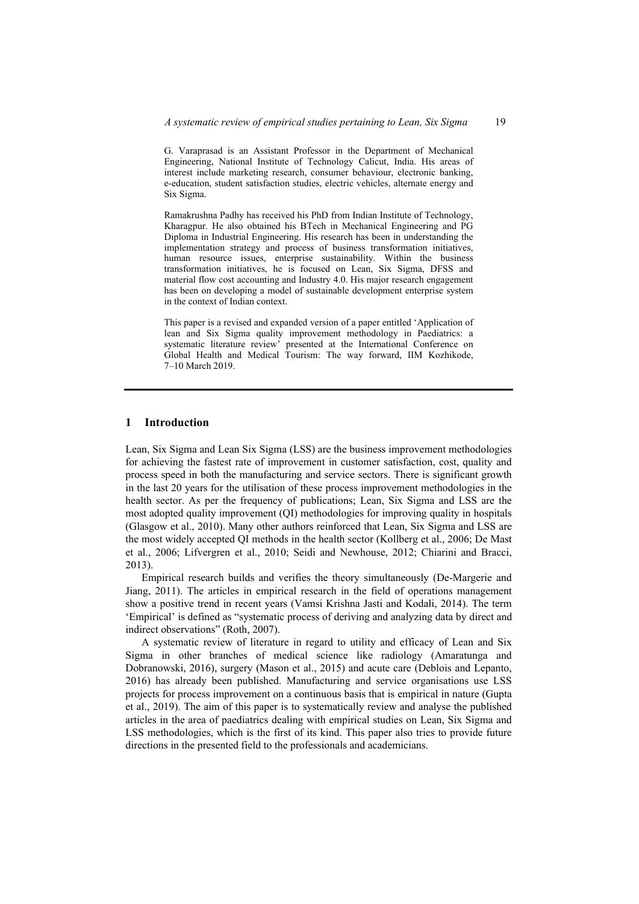G. Varaprasad is an Assistant Professor in the Department of Mechanical Engineering, National Institute of Technology Calicut, India. His areas of interest include marketing research, consumer behaviour, electronic banking, e-education, student satisfaction studies, electric vehicles, alternate energy and Six Sigma.

Ramakrushna Padhy has received his PhD from Indian Institute of Technology, Kharagpur. He also obtained his BTech in Mechanical Engineering and PG Diploma in Industrial Engineering. His research has been in understanding the implementation strategy and process of business transformation initiatives, human resource issues, enterprise sustainability. Within the business transformation initiatives, he is focused on Lean, Six Sigma, DFSS and material flow cost accounting and Industry 4.0. His major research engagement has been on developing a model of sustainable development enterprise system in the context of Indian context.

This paper is a revised and expanded version of a paper entitled 'Application of lean and Six Sigma quality improvement methodology in Paediatrics: a systematic literature review' presented at the International Conference on Global Health and Medical Tourism: The way forward, IIM Kozhikode, 7–10 March 2019.

## 1 Introduction

Lean, Six Sigma and Lean Six Sigma (LSS) are the business improvement methodologies for achieving the fastest rate of improvement in customer satisfaction, cost, quality and process speed in both the manufacturing and service sectors. There is significant growth in the last 20 years for the utilisation of these process improvement methodologies in the health sector. As per the frequency of publications; Lean, Six Sigma and LSS are the most adopted quality improvement (QI) methodologies for improving quality in hospitals (Glasgow et al., 2010). Many other authors reinforced that Lean, Six Sigma and LSS are the most widely accepted QI methods in the health sector (Kollberg et al., 2006; De Mast et al., 2006; Lifvergren et al., 2010; Seidi and Newhouse, 2012; Chiarini and Bracci, 2013).

Empirical research builds and verifies the theory simultaneously (De-Margerie and Jiang, 2011). The articles in empirical research in the field of operations management show a positive trend in recent years (Vamsi Krishna Jasti and Kodali, 2014). The term 'Empirical' is defined as "systematic process of deriving and analyzing data by direct and indirect observations" (Roth, 2007).

A systematic review of literature in regard to utility and efficacy of Lean and Six Sigma in other branches of medical science like radiology (Amaratunga and Dobranowski, 2016), surgery (Mason et al., 2015) and acute care (Deblois and Lepanto, 2016) has already been published. Manufacturing and service organisations use LSS projects for process improvement on a continuous basis that is empirical in nature (Gupta et al., 2019). The aim of this paper is to systematically review and analyse the published articles in the area of paediatrics dealing with empirical studies on Lean, Six Sigma and LSS methodologies, which is the first of its kind. This paper also tries to provide future directions in the presented field to the professionals and academicians.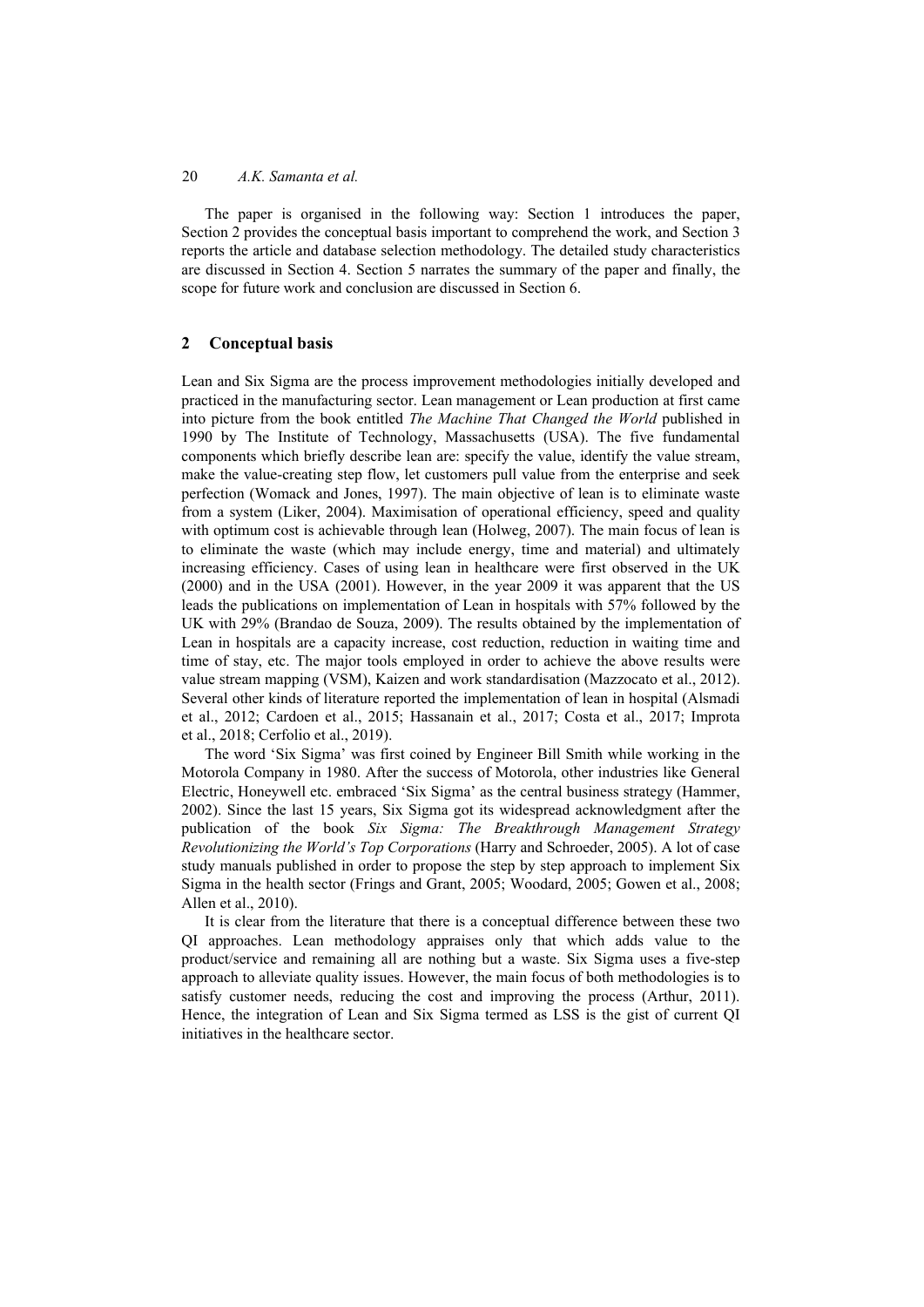The paper is organised in the following way: Section 1 introduces the paper, Section 2 provides the conceptual basis important to comprehend the work, and Section 3 reports the article and database selection methodology. The detailed study characteristics are discussed in Section 4. Section 5 narrates the summary of the paper and finally, the scope for future work and conclusion are discussed in Section 6.

## 2 Conceptual basis

Lean and Six Sigma are the process improvement methodologies initially developed and practiced in the manufacturing sector. Lean management or Lean production at first came into picture from the book entitled *The Machine That Changed the World* published in 1990 by The Institute of Technology, Massachusetts (USA). The five fundamental components which briefly describe lean are: specify the value, identify the value stream, make the value-creating step flow, let customers pull value from the enterprise and seek perfection (Womack and Jones, 1997). The main objective of lean is to eliminate waste from a system (Liker, 2004). Maximisation of operational efficiency, speed and quality with optimum cost is achievable through lean (Holweg, 2007). The main focus of lean is to eliminate the waste (which may include energy, time and material) and ultimately increasing efficiency. Cases of using lean in healthcare were first observed in the UK (2000) and in the USA (2001). However, in the year 2009 it was apparent that the US leads the publications on implementation of Lean in hospitals with 57% followed by the UK with 29% (Brandao de Souza, 2009). The results obtained by the implementation of Lean in hospitals are a capacity increase, cost reduction, reduction in waiting time and time of stay, etc. The major tools employed in order to achieve the above results were value stream mapping (VSM), Kaizen and work standardisation (Mazzocato et al., 2012). Several other kinds of literature reported the implementation of lean in hospital (Alsmadi et al., 2012; Cardoen et al., 2015; Hassanain et al., 2017; Costa et al., 2017; Improta et al., 2018; Cerfolio et al., 2019).

The word 'Six Sigma' was first coined by Engineer Bill Smith while working in the Motorola Company in 1980. After the success of Motorola, other industries like General Electric, Honeywell etc. embraced 'Six Sigma' as the central business strategy (Hammer, 2002). Since the last 15 years, Six Sigma got its widespread acknowledgment after the publication of the book *Six Sigma: The Breakthrough Management Strategy Revolutionizing the World's Top Corporations* (Harry and Schroeder, 2005). A lot of case study manuals published in order to propose the step by step approach to implement Six Sigma in the health sector (Frings and Grant, 2005; Woodard, 2005; Gowen et al., 2008; Allen et al., 2010).

It is clear from the literature that there is a conceptual difference between these two QI approaches. Lean methodology appraises only that which adds value to the product/service and remaining all are nothing but a waste. Six Sigma uses a five-step approach to alleviate quality issues. However, the main focus of both methodologies is to satisfy customer needs, reducing the cost and improving the process (Arthur, 2011). Hence, the integration of Lean and Six Sigma termed as LSS is the gist of current QI initiatives in the healthcare sector.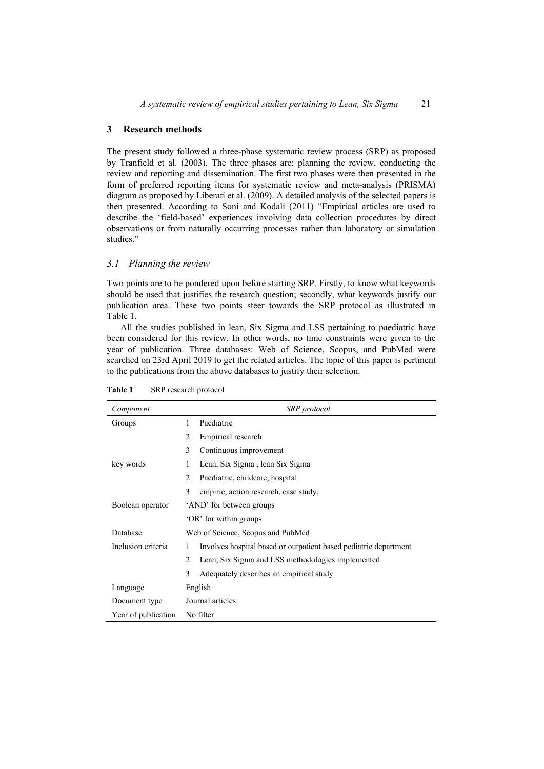## 3 Research methods

The present study followed a three-phase systematic review process (SRP) as proposed by Tranfield et al. (2003). The three phases are: planning the review, conducting the review and reporting and dissemination. The first two phases were then presented in the form of preferred reporting items for systematic review and meta-analysis (PRISMA) diagram as proposed by Liberati et al. (2009). A detailed analysis of the selected papers is then presented. According to Soni and Kodali (2011) "Empirical articles are used to describe the 'field-based' experiences involving data collection procedures by direct observations or from naturally occurring processes rather than laboratory or simulation studies."

### *3.1 Planning the review*

Two points are to be pondered upon before starting SRP. Firstly, to know what keywords should be used that justifies the research question; secondly, what keywords justify our publication area. These two points steer towards the SRP protocol as illustrated in Table 1.

All the studies published in lean, Six Sigma and LSS pertaining to paediatric have been considered for this review. In other words, no time constraints were given to the year of publication. Three databases: Web of Science, Scopus, and PubMed were searched on 23rd April 2019 to get the related articles. The topic of this paper is pertinent to the publications from the above databases to justify their selection.

**Table 1** SRP research protocol

| *Component* | *SRP protocol* |
|---|---|
| Groups | 1 Paediatric |
| | 2 Empirical research |
| | 3 Continuous improvement |
| key words | 1 Lean, Six Sigma , lean Six Sigma |
| | 2 Paediatric, childcare, hospital |
| | 3 empiric, action research, case study, |
| Boolean operator | 'AND' for between groups |
| | 'OR' for within groups |
| Database | Web of Science, Scopus and PubMed |
| Inclusion criteria | 1 Involves hospital based or outpatient based pediatric department |
| | 2 Lean, Six Sigma and LSS methodologies implemented |
| | 3 Adequately describes an empirical study |
| Language | English |
| Document type | Journal articles |
| Year of publication | No filter |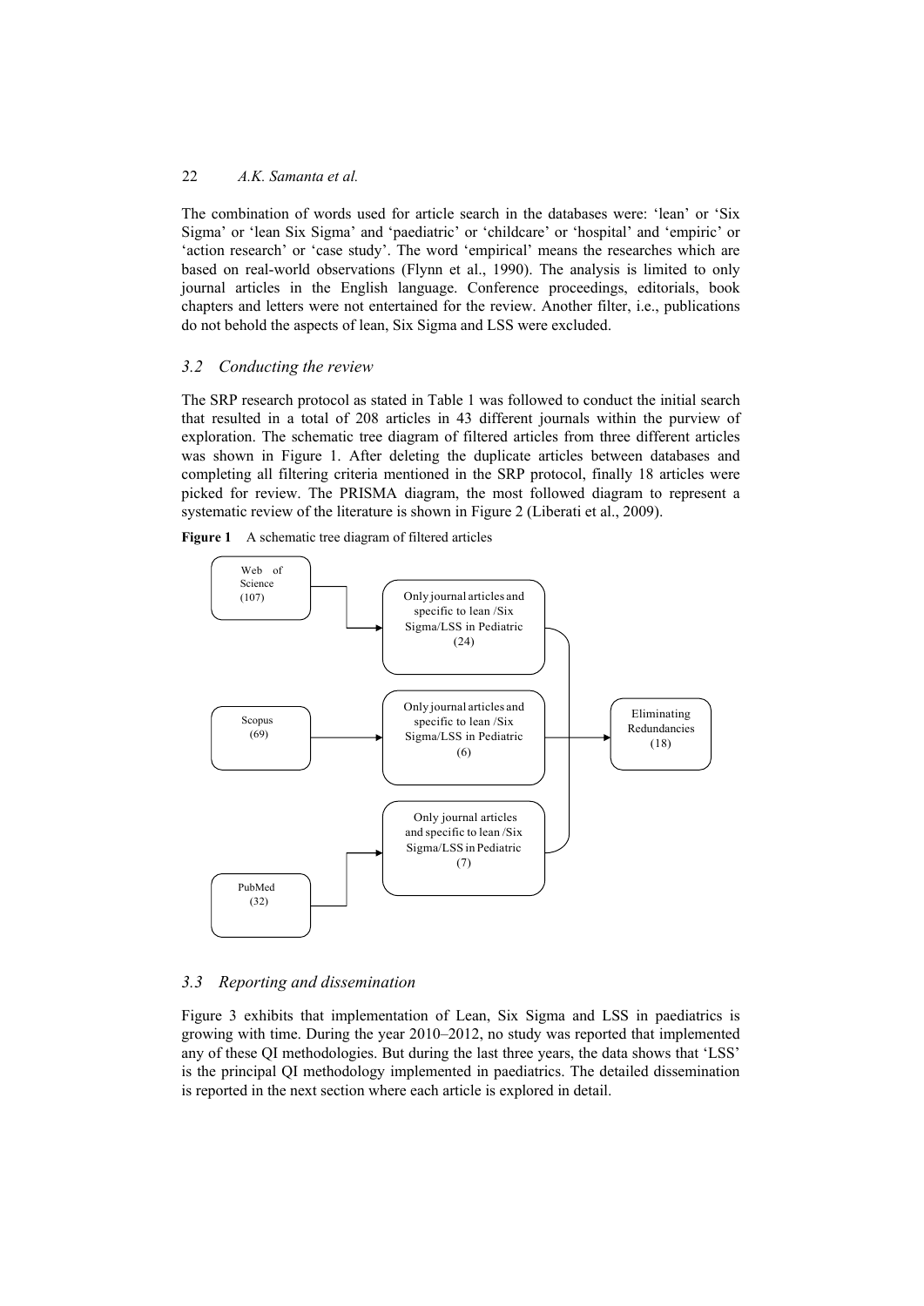The combination of words used for article search in the databases were: 'lean' or 'Six Sigma' or 'lean Six Sigma' and 'paediatric' or 'childcare' or 'hospital' and 'empiric' or 'action research' or 'case study'. The word 'empirical' means the researches which are based on real-world observations (Flynn et al., 1990). The analysis is limited to only journal articles in the English language. Conference proceedings, editorials, book chapters and letters were not entertained for the review. Another filter, i.e., publications do not behold the aspects of lean, Six Sigma and LSS were excluded.

### *3.2 Conducting the review*

The SRP research protocol as stated in Table 1 was followed to conduct the initial search that resulted in a total of 208 articles in 43 different journals within the purview of exploration. The schematic tree diagram of filtered articles from three different articles was shown in Figure 1. After deleting the duplicate articles between databases and completing all filtering criteria mentioned in the SRP protocol, finally 18 articles were picked for review. The PRISMA diagram, the most followed diagram to represent a systematic review of the literature is shown in Figure 2 (Liberati et al., 2009).

**Figure 1** A schematic tree diagram of filtered articles

- Web of Science (107) → Only journal articles and specific to lean /Six Sigma/LSS in Pediatric (24)
- Scopus (69) → Only journal articles and specific to lean /Six Sigma/LSS in Pediatric (6)
- PubMed (32) → Only journal articles and specific to lean /Six Sigma/LSS in Pediatric (7)
- → Eliminating Redundancies (18)

### *3.3 Reporting and dissemination*

Figure 3 exhibits that implementation of Lean, Six Sigma and LSS in paediatrics is growing with time. During the year 2010–2012, no study was reported that implemented any of these QI methodologies. But during the last three years, the data shows that 'LSS' is the principal QI methodology implemented in paediatrics. The detailed dissemination is reported in the next section where each article is explored in detail.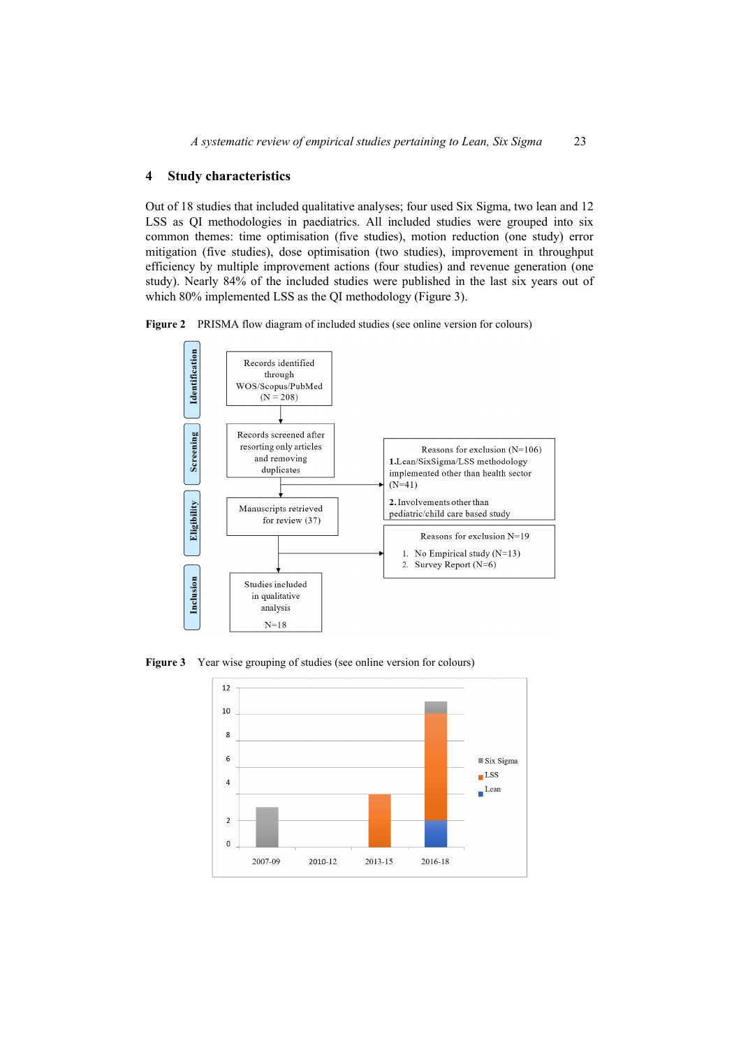## 4 Study characteristics

Out of 18 studies that included qualitative analyses; four used Six Sigma, two lean and 12 LSS as QI methodologies in paediatrics. All included studies were grouped into six common themes: time optimisation (five studies), motion reduction (one study) error mitigation (five studies), dose optimisation (two studies), improvement in throughput efficiency by multiple improvement actions (four studies) and revenue generation (one study). Nearly 84% of the included studies were published in the last six years out of which 80% implemented LSS as the QI methodology (Figure 3).

**Figure 2** PRISMA flow diagram of included studies (see online version for colours)

**Identification**: Records identified through WOS/Scopus/PubMed (N = 208)

**Screening**: Records screened after resorting only articles and removing duplicates

Reasons for exclusion (N=106)
1. Lean/SixSigma/LSS methodology implemented other than health sector (N=41)
2. Involvements other than pediatric/child care based study

**Eligibility**: Manuscripts retrieved for review (37)

Reasons for exclusion N=19
1. No Empirical study (N=13)
2. Survey Report (N=6)

**Inclusion**: Studies included in qualitative analysis N=18

**Figure 3** Year wise grouping of studies (see online version for colours)

| Period | Six Sigma | LSS | Lean |
|---|---|---|---|
| 2007-09 | 3 | | |
| 2010-12 | | | |
| 2013-15 | | 4 | |
| 2016-18 | 1 | 8 | 2 |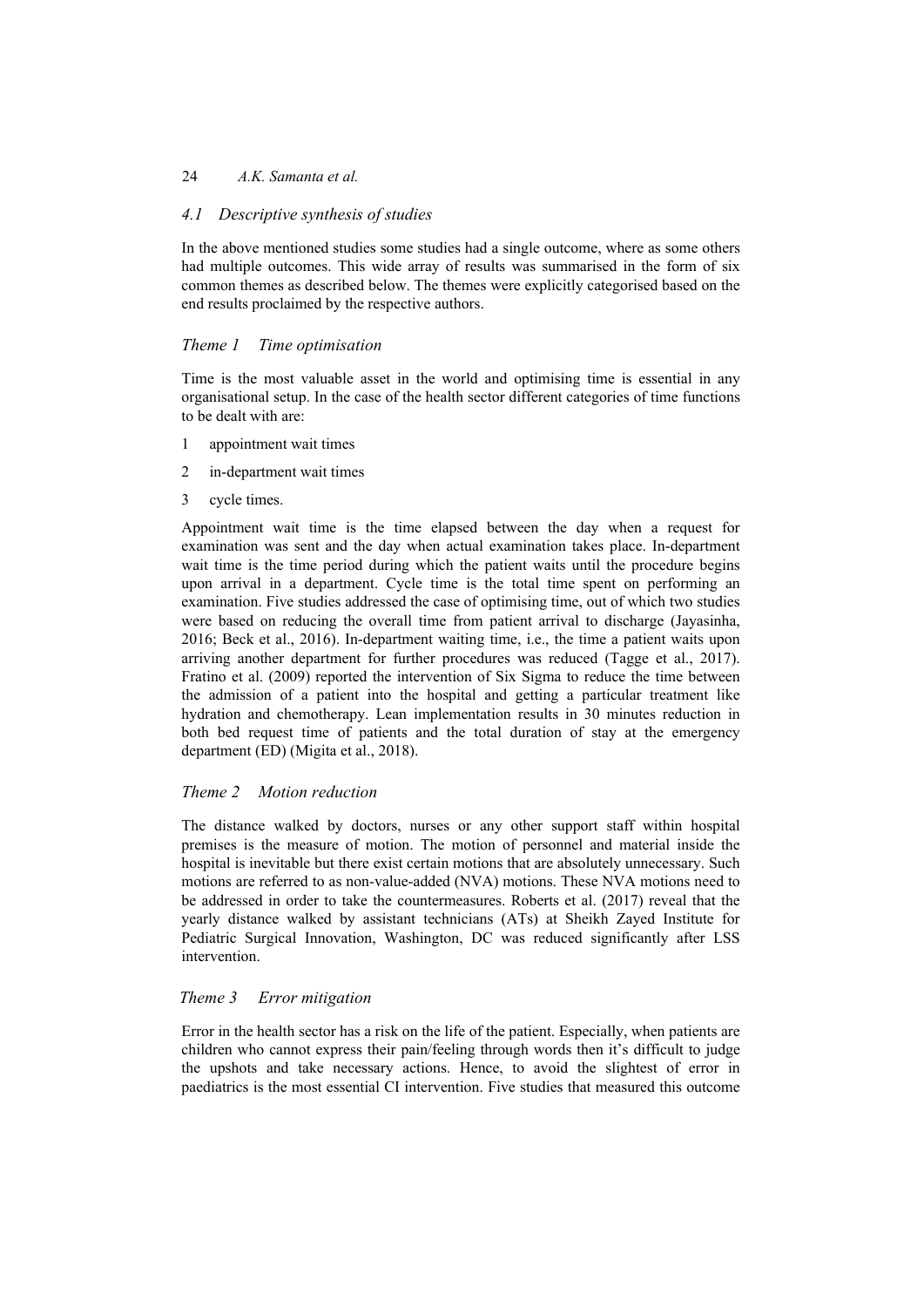### *4.1 Descriptive synthesis of studies*

In the above mentioned studies some studies had a single outcome, where as some others had multiple outcomes. This wide array of results was summarised in the form of six common themes as described below. The themes were explicitly categorised based on the end results proclaimed by the respective authors.

#### *Theme 1 Time optimisation*

Time is the most valuable asset in the world and optimising time is essential in any organisational setup. In the case of the health sector different categories of time functions to be dealt with are:

1 appointment wait times

2 in-department wait times

3 cycle times.

Appointment wait time is the time elapsed between the day when a request for examination was sent and the day when actual examination takes place. In-department wait time is the time period during which the patient waits until the procedure begins upon arrival in a department. Cycle time is the total time spent on performing an examination. Five studies addressed the case of optimising time, out of which two studies were based on reducing the overall time from patient arrival to discharge (Jayasinha, 2016; Beck et al., 2016). In-department waiting time, i.e., the time a patient waits upon arriving another department for further procedures was reduced (Tagge et al., 2017). Fratino et al. (2009) reported the intervention of Six Sigma to reduce the time between the admission of a patient into the hospital and getting a particular treatment like hydration and chemotherapy. Lean implementation results in 30 minutes reduction in both bed request time of patients and the total duration of stay at the emergency department (ED) (Migita et al., 2018).

#### *Theme 2 Motion reduction*

The distance walked by doctors, nurses or any other support staff within hospital premises is the measure of motion. The motion of personnel and material inside the hospital is inevitable but there exist certain motions that are absolutely unnecessary. Such motions are referred to as non-value-added (NVA) motions. These NVA motions need to be addressed in order to take the countermeasures. Roberts et al. (2017) reveal that the yearly distance walked by assistant technicians (ATs) at Sheikh Zayed Institute for Pediatric Surgical Innovation, Washington, DC was reduced significantly after LSS intervention.

#### *Theme 3 Error mitigation*

Error in the health sector has a risk on the life of the patient. Especially, when patients are children who cannot express their pain/feeling through words then it's difficult to judge the upshots and take necessary actions. Hence, to avoid the slightest of error in paediatrics is the most essential CI intervention. Five studies that measured this outcome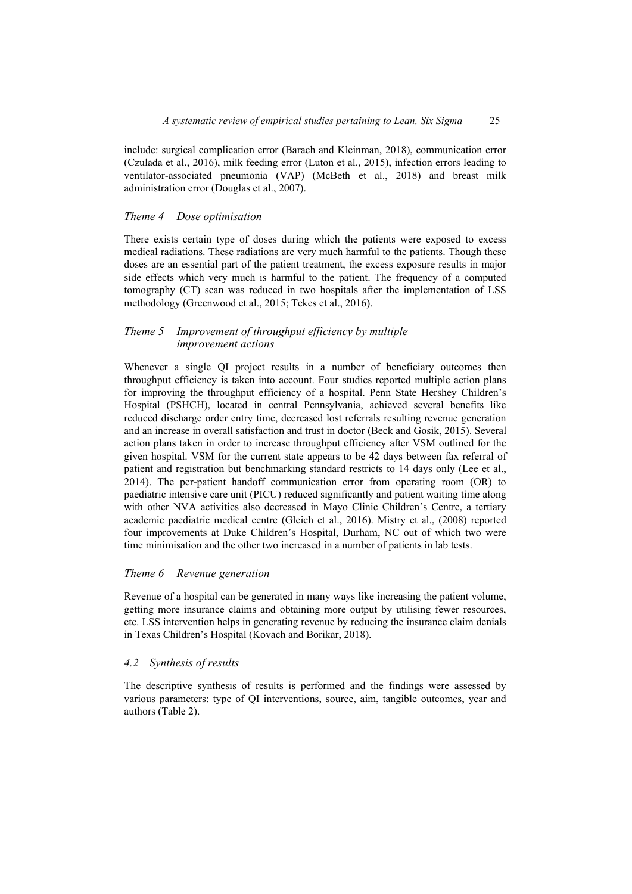include: surgical complication error (Barach and Kleinman, 2018), communication error (Czulada et al., 2016), milk feeding error (Luton et al., 2015), infection errors leading to ventilator-associated pneumonia (VAP) (McBeth et al., 2018) and breast milk administration error (Douglas et al., 2007).

### *Theme 4 Dose optimisation*

There exists certain type of doses during which the patients were exposed to excess medical radiations. These radiations are very much harmful to the patients. Though these doses are an essential part of the patient treatment, the excess exposure results in major side effects which very much is harmful to the patient. The frequency of a computed tomography (CT) scan was reduced in two hospitals after the implementation of LSS methodology (Greenwood et al., 2015; Tekes et al., 2016).

### *Theme 5 Improvement of throughput efficiency by multiple improvement actions*

Whenever a single QI project results in a number of beneficiary outcomes then throughput efficiency is taken into account. Four studies reported multiple action plans for improving the throughput efficiency of a hospital. Penn State Hershey Children's Hospital (PSHCH), located in central Pennsylvania, achieved several benefits like reduced discharge order entry time, decreased lost referrals resulting revenue generation and an increase in overall satisfaction and trust in doctor (Beck and Gosik, 2015). Several action plans taken in order to increase throughput efficiency after VSM outlined for the given hospital. VSM for the current state appears to be 42 days between fax referral of patient and registration but benchmarking standard restricts to 14 days only (Lee et al., 2014). The per-patient handoff communication error from operating room (OR) to paediatric intensive care unit (PICU) reduced significantly and patient waiting time along with other NVA activities also decreased in Mayo Clinic Children's Centre, a tertiary academic paediatric medical centre (Gleich et al., 2016). Mistry et al., (2008) reported four improvements at Duke Children's Hospital, Durham, NC out of which two were time minimisation and the other two increased in a number of patients in lab tests.

### *Theme 6 Revenue generation*

Revenue of a hospital can be generated in many ways like increasing the patient volume, getting more insurance claims and obtaining more output by utilising fewer resources, etc. LSS intervention helps in generating revenue by reducing the insurance claim denials in Texas Children's Hospital (Kovach and Borikar, 2018).

### *4.2 Synthesis of results*

The descriptive synthesis of results is performed and the findings were assessed by various parameters: type of QI interventions, source, aim, tangible outcomes, year and authors (Table 2).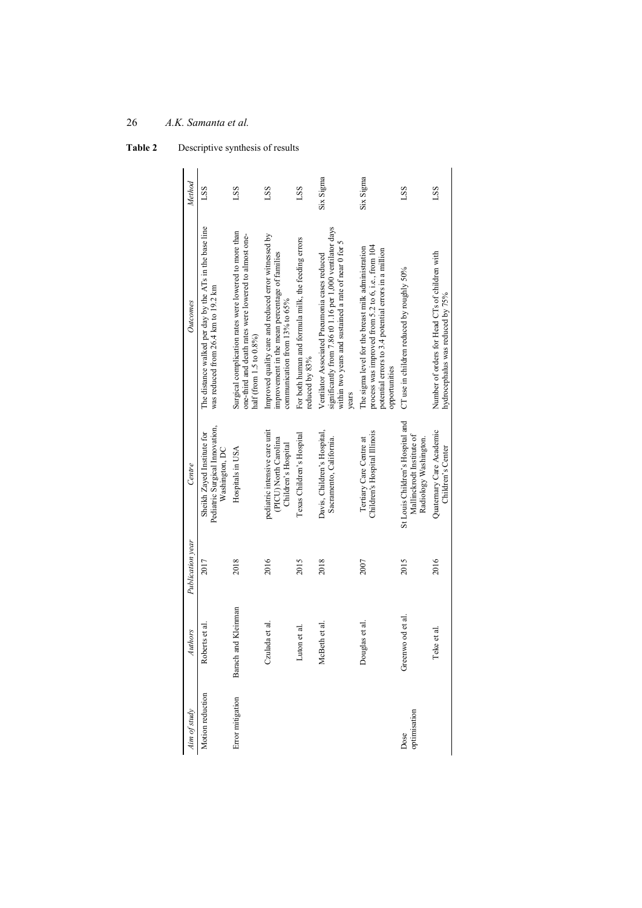**Table 2** Descriptive synthesis of results

| *Aim of study* | *Authors* | *Publication year* | *Centre* | *Outcomes* | *Method* |
|---|---|---|---|---|---|
| Motion reduction | Roberts et al. | 2017 | Sheikh Zayed Institute for Pediatric Surgical Innovation, Washington, DC | The distance walked per day by the ATs in the base line was reduced from 26.4 km to 19.2 km | LSS |
| Error mitigation | Barach and Kleinman | 2018 | Hospitals in USA | Surgical complication rates were lowered to more than one-third and death rates were lowered to almost one-half (from 1.5 to 0.8%) | LSS |
| | Czulada et al. | 2016 | pediatric intensive care unit (PICU) North Carolina Children's Hospital | Improved quality care and reduced error witnessed by improvement in the mean percentage of families communication from 13% to 65% | LSS |
| | Luton et al. | 2015 | Texas Children's Hospital | For both human and formula milk, the feeding errors reduced by 83% | LSS |
| | McBeth et al. | 2018 | Davis, Children's Hospital, Sacramento, California. | Ventilator Associated Pneumonia cases reduced significantly from 7.86 t0 1.16 per 1,000 ventilator days within two years and sustained a rate of near 0 for 5 years | Six Sigma |
| | Douglas et al. | 2007 | Tertiary Care Centre at Children's Hospital Illinois | The sigma level for the breast milk administration process was improved from 5.2 to 6, i.e., from 104 potential errors to 3.4 potential errors in a million opportunities | Six Sigma |
| Dose optimisation | Greenwo od et al. | 2015 | St Louis Children's Hospital and Mallinckrodt Institute of Radiology Washington. | CT use in children reduced by roughly 50% | LSS |
| | Teke et al. | 2016 | Quaternary Care Academic Children's Center | Number of orders for Head CTs of children with hydrocephalus was reduced by 75% | LSS |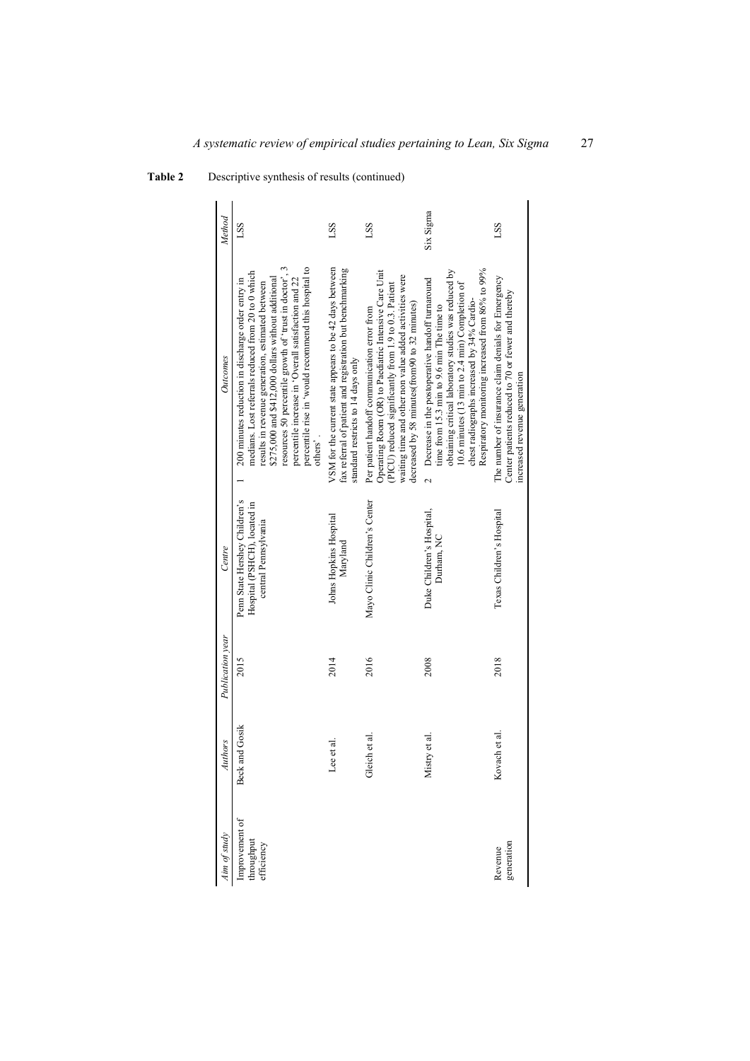**Table 2** Descriptive synthesis of results (continued)

| Aim of study | Authors | Publication year | Centre | Outcomes | Method |
|---|---|---|---|---|---|
| Improvement of throughput efficiency | Beck and Gosik | 2015 | Penn State Hershey Children's Hospital (PSHCH), located in central Pennsylvania | 1 200 minutes reduction in discharge order entry in medians. Lost referrals reduced from 20 to 0 which results in revenue generation, estimated between $275,000 and $412,000 dollars without additional resources 50 percentile growth of 'trust in doctor', 3 percentile increase in 'Overall satisfaction and 22 percentile rise in 'would recommend this hospital to others'. | LSS |
| | Lee et al. | 2014 | Johns Hopkins Hospital Maryland | VSM for the current state appears to be 42 days between fax referral of patient and registration but benchmarking standard restricts to 14 days only | LSS |
| | Gleich et al. | 2016 | Mayo Clinic Children's Center | Per patient handoff communication error from Operating Room (OR) to Paediatric Intensive Care Unit (PICU) reduced significantly from 1.9 to 0.3. Patient waiting time and other non value added activities were decreased by 58 minutes(from90 to 32 minutes) | LSS |
| | Mistry et al. | 2008 | Duke Children's Hospital, Durham, NC | 2 Decrease in the postoperative handoff turnaround time from 15.3 min to 9.6 min The time to obtaining critical laboratory studies was reduced by 10.6 minutes (13 min to 2.4 min) Completion of chest radiographs increased by 34% Cardio-Respiratory monitoring increased from 86% to 99% | Six Sigma |
| Revenue generation | Kovach et al. | 2018 | Texas Children's Hospital | The number of insurance claim denials for Emergency Center patients reduced to 70 or fewer and thereby increased revenue generation | LSS |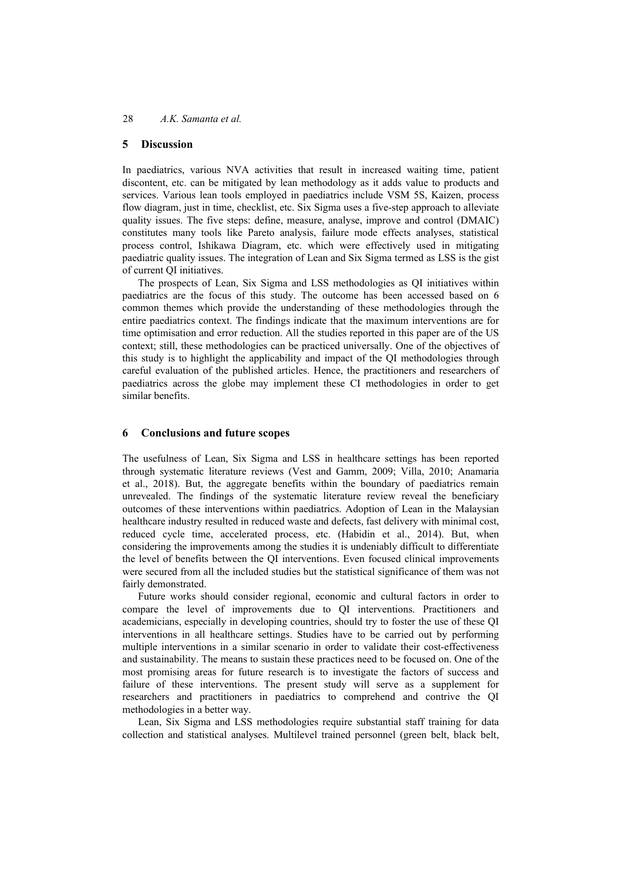## 5 Discussion

In paediatrics, various NVA activities that result in increased waiting time, patient discontent, etc. can be mitigated by lean methodology as it adds value to products and services. Various lean tools employed in paediatrics include VSM 5S, Kaizen, process flow diagram, just in time, checklist, etc. Six Sigma uses a five-step approach to alleviate quality issues. The five steps: define, measure, analyse, improve and control (DMAIC) constitutes many tools like Pareto analysis, failure mode effects analyses, statistical process control, Ishikawa Diagram, etc. which were effectively used in mitigating paediatric quality issues. The integration of Lean and Six Sigma termed as LSS is the gist of current QI initiatives.

The prospects of Lean, Six Sigma and LSS methodologies as QI initiatives within paediatrics are the focus of this study. The outcome has been accessed based on 6 common themes which provide the understanding of these methodologies through the entire paediatrics context. The findings indicate that the maximum interventions are for time optimisation and error reduction. All the studies reported in this paper are of the US context; still, these methodologies can be practiced universally. One of the objectives of this study is to highlight the applicability and impact of the QI methodologies through careful evaluation of the published articles. Hence, the practitioners and researchers of paediatrics across the globe may implement these CI methodologies in order to get similar benefits.

## 6 Conclusions and future scopes

The usefulness of Lean, Six Sigma and LSS in healthcare settings has been reported through systematic literature reviews (Vest and Gamm, 2009; Villa, 2010; Anamaria et al., 2018). But, the aggregate benefits within the boundary of paediatrics remain unrevealed. The findings of the systematic literature review reveal the beneficiary outcomes of these interventions within paediatrics. Adoption of Lean in the Malaysian healthcare industry resulted in reduced waste and defects, fast delivery with minimal cost, reduced cycle time, accelerated process, etc. (Habidin et al., 2014). But, when considering the improvements among the studies it is undeniably difficult to differentiate the level of benefits between the QI interventions. Even focused clinical improvements were secured from all the included studies but the statistical significance of them was not fairly demonstrated.

Future works should consider regional, economic and cultural factors in order to compare the level of improvements due to QI interventions. Practitioners and academicians, especially in developing countries, should try to foster the use of these QI interventions in all healthcare settings. Studies have to be carried out by performing multiple interventions in a similar scenario in order to validate their cost-effectiveness and sustainability. The means to sustain these practices need to be focused on. One of the most promising areas for future research is to investigate the factors of success and failure of these interventions. The present study will serve as a supplement for researchers and practitioners in paediatrics to comprehend and contrive the QI methodologies in a better way.

Lean, Six Sigma and LSS methodologies require substantial staff training for data collection and statistical analyses. Multilevel trained personnel (green belt, black belt,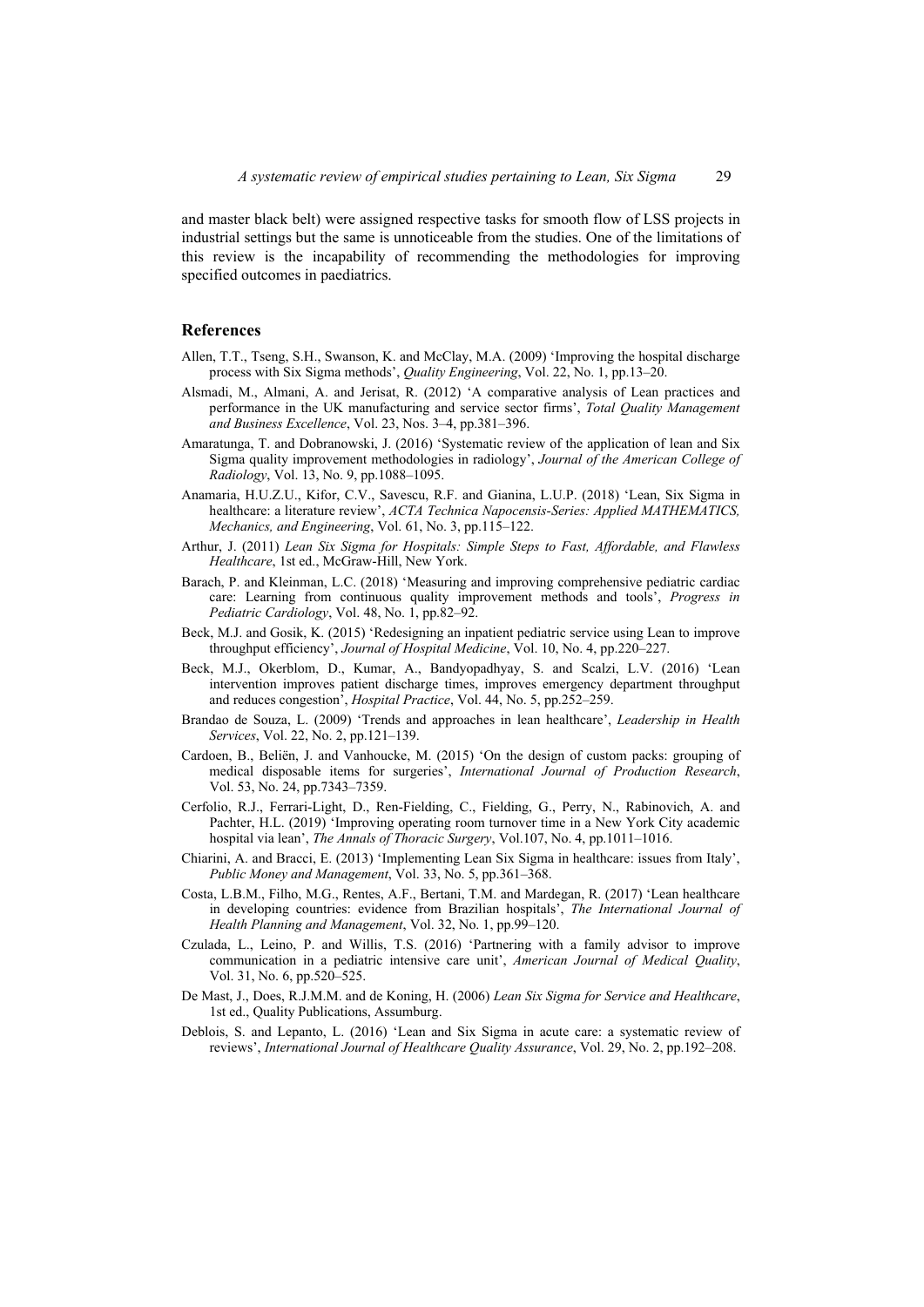and master black belt) were assigned respective tasks for smooth flow of LSS projects in industrial settings but the same is unnoticeable from the studies. One of the limitations of this review is the incapability of recommending the methodologies for improving specified outcomes in paediatrics.

## References

Allen, T.T., Tseng, S.H., Swanson, K. and McClay, M.A. (2009) 'Improving the hospital discharge process with Six Sigma methods', *Quality Engineering*, Vol. 22, No. 1, pp.13–20.

Alsmadi, M., Almani, A. and Jerisat, R. (2012) 'A comparative analysis of Lean practices and performance in the UK manufacturing and service sector firms', *Total Quality Management and Business Excellence*, Vol. 23, Nos. 3–4, pp.381–396.

Amaratunga, T. and Dobranowski, J. (2016) 'Systematic review of the application of lean and Six Sigma quality improvement methodologies in radiology', *Journal of the American College of Radiology*, Vol. 13, No. 9, pp.1088–1095.

Anamaria, H.U.Z.U., Kifor, C.V., Savescu, R.F. and Gianina, L.U.P. (2018) 'Lean, Six Sigma in healthcare: a literature review', *ACTA Technica Napocensis-Series: Applied MATHEMATICS, Mechanics, and Engineering*, Vol. 61, No. 3, pp.115–122.

Arthur, J. (2011) *Lean Six Sigma for Hospitals: Simple Steps to Fast, Affordable, and Flawless Healthcare*, 1st ed., McGraw-Hill, New York.

Barach, P. and Kleinman, L.C. (2018) 'Measuring and improving comprehensive pediatric cardiac care: Learning from continuous quality improvement methods and tools', *Progress in Pediatric Cardiology*, Vol. 48, No. 1, pp.82–92.

Beck, M.J. and Gosik, K. (2015) 'Redesigning an inpatient pediatric service using Lean to improve throughput efficiency', *Journal of Hospital Medicine*, Vol. 10, No. 4, pp.220–227.

Beck, M.J., Okerblom, D., Kumar, A., Bandyopadhyay, S. and Scalzi, L.V. (2016) 'Lean intervention improves patient discharge times, improves emergency department throughput and reduces congestion', *Hospital Practice*, Vol. 44, No. 5, pp.252–259.

Brandao de Souza, L. (2009) 'Trends and approaches in lean healthcare', *Leadership in Health Services*, Vol. 22, No. 2, pp.121–139.

Cardoen, B., Beliën, J. and Vanhoucke, M. (2015) 'On the design of custom packs: grouping of medical disposable items for surgeries', *International Journal of Production Research*, Vol. 53, No. 24, pp.7343–7359.

Cerfolio, R.J., Ferrari-Light, D., Ren-Fielding, C., Fielding, G., Perry, N., Rabinovich, A. and Pachter, H.L. (2019) 'Improving operating room turnover time in a New York City academic hospital via lean', *The Annals of Thoracic Surgery*, Vol.107, No. 4, pp.1011–1016.

Chiarini, A. and Bracci, E. (2013) 'Implementing Lean Six Sigma in healthcare: issues from Italy', *Public Money and Management*, Vol. 33, No. 5, pp.361–368.

Costa, L.B.M., Filho, M.G., Rentes, A.F., Bertani, T.M. and Mardegan, R. (2017) 'Lean healthcare in developing countries: evidence from Brazilian hospitals', *The International Journal of Health Planning and Management*, Vol. 32, No. 1, pp.99–120.

Czulada, L., Leino, P. and Willis, T.S. (2016) 'Partnering with a family advisor to improve communication in a pediatric intensive care unit', *American Journal of Medical Quality*, Vol. 31, No. 6, pp.520–525.

De Mast, J., Does, R.J.M.M. and de Koning, H. (2006) *Lean Six Sigma for Service and Healthcare*, 1st ed., Quality Publications, Assumburg.

Deblois, S. and Lepanto, L. (2016) 'Lean and Six Sigma in acute care: a systematic review of reviews', *International Journal of Healthcare Quality Assurance*, Vol. 29, No. 2, pp.192–208.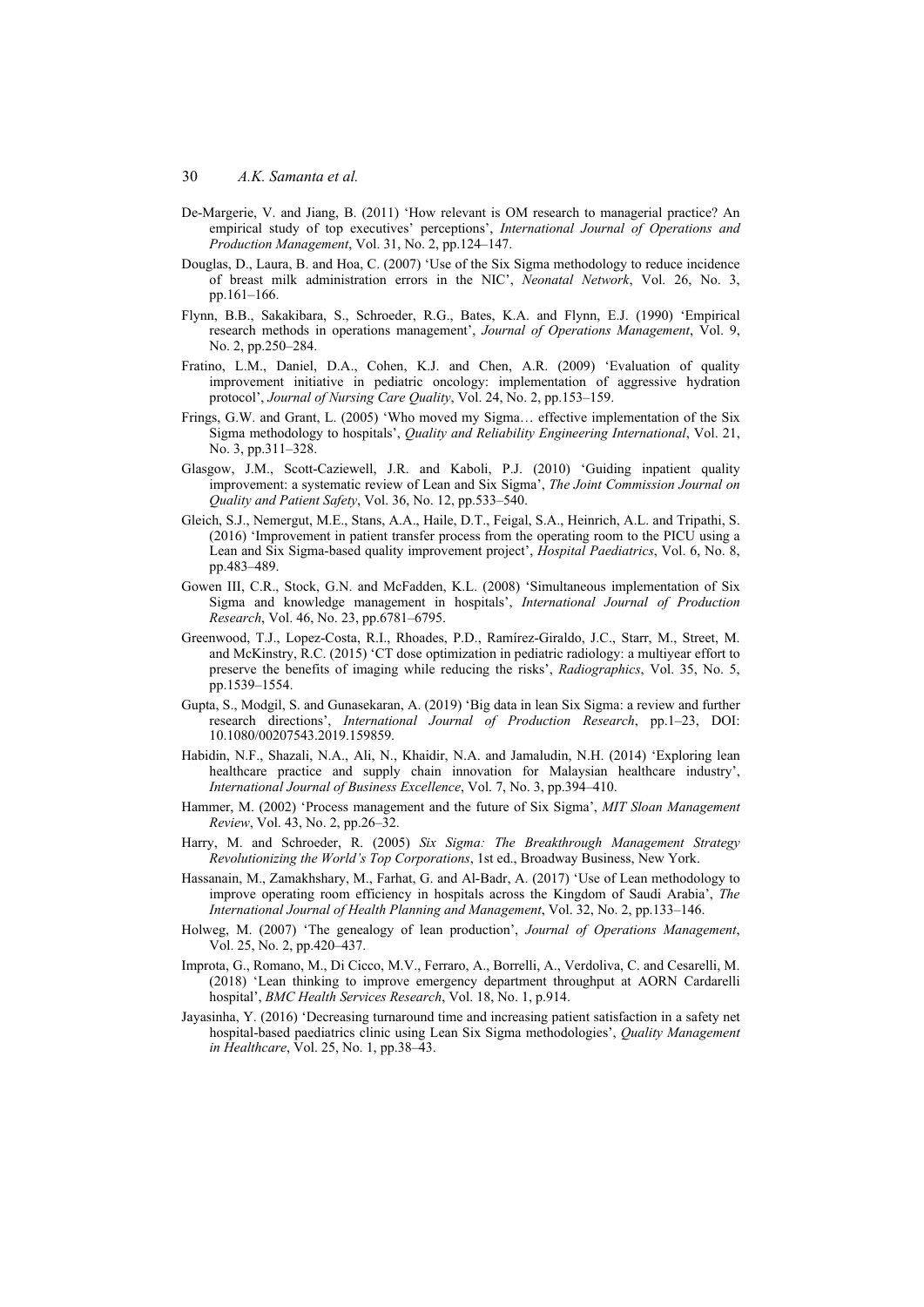De-Margerie, V. and Jiang, B. (2011) 'How relevant is OM research to managerial practice? An empirical study of top executives' perceptions', *International Journal of Operations and Production Management*, Vol. 31, No. 2, pp.124–147.

Douglas, D., Laura, B. and Hoa, C. (2007) 'Use of the Six Sigma methodology to reduce incidence of breast milk administration errors in the NIC', *Neonatal Network*, Vol. 26, No. 3, pp.161–166.

Flynn, B.B., Sakakibara, S., Schroeder, R.G., Bates, K.A. and Flynn, E.J. (1990) 'Empirical research methods in operations management', *Journal of Operations Management*, Vol. 9, No. 2, pp.250–284.

Fratino, L.M., Daniel, D.A., Cohen, K.J. and Chen, A.R. (2009) 'Evaluation of quality improvement initiative in pediatric oncology: implementation of aggressive hydration protocol', *Journal of Nursing Care Quality*, Vol. 24, No. 2, pp.153–159.

Frings, G.W. and Grant, L. (2005) 'Who moved my Sigma… effective implementation of the Six Sigma methodology to hospitals', *Quality and Reliability Engineering International*, Vol. 21, No. 3, pp.311–328.

Glasgow, J.M., Scott-Caziewell, J.R. and Kaboli, P.J. (2010) 'Guiding inpatient quality improvement: a systematic review of Lean and Six Sigma', *The Joint Commission Journal on Quality and Patient Safety*, Vol. 36, No. 12, pp.533–540.

Gleich, S.J., Nemergut, M.E., Stans, A.A., Haile, D.T., Feigal, S.A., Heinrich, A.L. and Tripathi, S. (2016) 'Improvement in patient transfer process from the operating room to the PICU using a Lean and Six Sigma-based quality improvement project', *Hospital Paediatrics*, Vol. 6, No. 8, pp.483–489.

Gowen III, C.R., Stock, G.N. and McFadden, K.L. (2008) 'Simultaneous implementation of Six Sigma and knowledge management in hospitals', *International Journal of Production Research*, Vol. 46, No. 23, pp.6781–6795.

Greenwood, T.J., Lopez-Costa, R.I., Rhoades, P.D., Ramírez-Giraldo, J.C., Starr, M., Street, M. and McKinstry, R.C. (2015) 'CT dose optimization in pediatric radiology: a multiyear effort to preserve the benefits of imaging while reducing the risks', *Radiographics*, Vol. 35, No. 5, pp.1539–1554.

Gupta, S., Modgil, S. and Gunasekaran, A. (2019) 'Big data in lean Six Sigma: a review and further research directions', *International Journal of Production Research*, pp.1–23, DOI: 10.1080/00207543.2019.159859.

Habidin, N.F., Shazali, N.A., Ali, N., Khaidir, N.A. and Jamaludin, N.H. (2014) 'Exploring lean healthcare practice and supply chain innovation for Malaysian healthcare industry', *International Journal of Business Excellence*, Vol. 7, No. 3, pp.394–410.

Hammer, M. (2002) 'Process management and the future of Six Sigma', *MIT Sloan Management Review*, Vol. 43, No. 2, pp.26–32.

Harry, M. and Schroeder, R. (2005) *Six Sigma: The Breakthrough Management Strategy Revolutionizing the World's Top Corporations*, 1st ed., Broadway Business, New York.

Hassanain, M., Zamakhshary, M., Farhat, G. and Al-Badr, A. (2017) 'Use of Lean methodology to improve operating room efficiency in hospitals across the Kingdom of Saudi Arabia', *The International Journal of Health Planning and Management*, Vol. 32, No. 2, pp.133–146.

Holweg, M. (2007) 'The genealogy of lean production', *Journal of Operations Management*, Vol. 25, No. 2, pp.420–437.

Improta, G., Romano, M., Di Cicco, M.V., Ferraro, A., Borrelli, A., Verdoliva, C. and Cesarelli, M. (2018) 'Lean thinking to improve emergency department throughput at AORN Cardarelli hospital', *BMC Health Services Research*, Vol. 18, No. 1, p.914.

Jayasinha, Y. (2016) 'Decreasing turnaround time and increasing patient satisfaction in a safety net hospital-based paediatrics clinic using Lean Six Sigma methodologies', *Quality Management in Healthcare*, Vol. 25, No. 1, pp.38–43.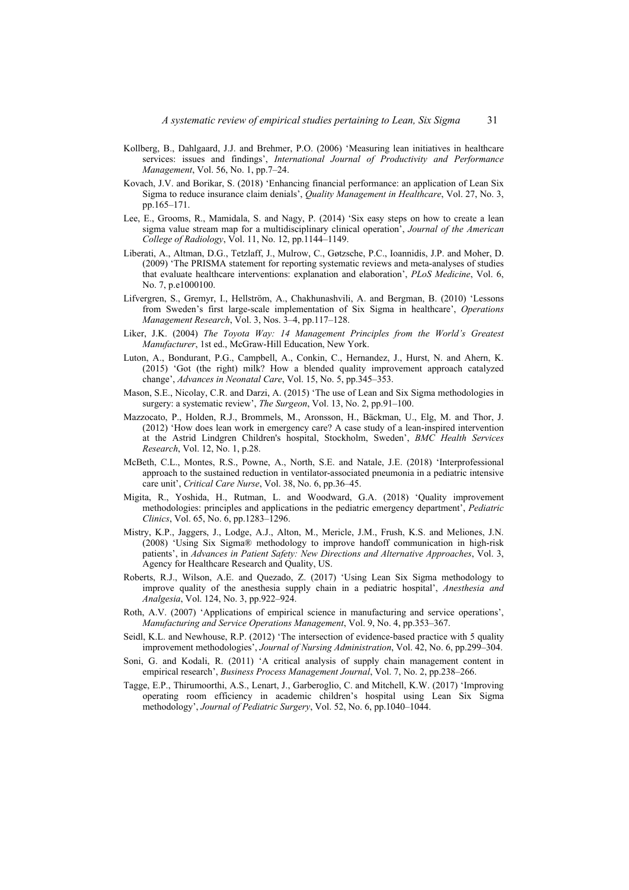Kollberg, B., Dahlgaard, J.J. and Brehmer, P.O. (2006) 'Measuring lean initiatives in healthcare services: issues and findings', *International Journal of Productivity and Performance Management*, Vol. 56, No. 1, pp.7–24.

Kovach, J.V. and Borikar, S. (2018) 'Enhancing financial performance: an application of Lean Six Sigma to reduce insurance claim denials', *Quality Management in Healthcare*, Vol. 27, No. 3, pp.165–171.

Lee, E., Grooms, R., Mamidala, S. and Nagy, P. (2014) 'Six easy steps on how to create a lean sigma value stream map for a multidisciplinary clinical operation', *Journal of the American College of Radiology*, Vol. 11, No. 12, pp.1144–1149.

Liberati, A., Altman, D.G., Tetzlaff, J., Mulrow, C., Gøtzsche, P.C., Ioannidis, J.P. and Moher, D. (2009) 'The PRISMA statement for reporting systematic reviews and meta-analyses of studies that evaluate healthcare interventions: explanation and elaboration', *PLoS Medicine*, Vol. 6, No. 7, p.e1000100.

Lifvergren, S., Gremyr, I., Hellström, A., Chakhunashvili, A. and Bergman, B. (2010) 'Lessons from Sweden's first large-scale implementation of Six Sigma in healthcare', *Operations Management Research*, Vol. 3, Nos. 3–4, pp.117–128.

Liker, J.K. (2004) *The Toyota Way: 14 Management Principles from the World's Greatest Manufacturer*, 1st ed., McGraw-Hill Education, New York.

Luton, A., Bondurant, P.G., Campbell, A., Conkin, C., Hernandez, J., Hurst, N. and Ahern, K. (2015) 'Got (the right) milk? How a blended quality improvement approach catalyzed change', *Advances in Neonatal Care*, Vol. 15, No. 5, pp.345–353.

Mason, S.E., Nicolay, C.R. and Darzi, A. (2015) 'The use of Lean and Six Sigma methodologies in surgery: a systematic review', *The Surgeon*, Vol. 13, No. 2, pp.91–100.

Mazzocato, P., Holden, R.J., Brommels, M., Aronsson, H., Bäckman, U., Elg, M. and Thor, J. (2012) 'How does lean work in emergency care? A case study of a lean-inspired intervention at the Astrid Lindgren Children's hospital, Stockholm, Sweden', *BMC Health Services Research*, Vol. 12, No. 1, p.28.

McBeth, C.L., Montes, R.S., Powne, A., North, S.E. and Natale, J.E. (2018) 'Interprofessional approach to the sustained reduction in ventilator-associated pneumonia in a pediatric intensive care unit', *Critical Care Nurse*, Vol. 38, No. 6, pp.36–45.

Migita, R., Yoshida, H., Rutman, L. and Woodward, G.A. (2018) 'Quality improvement methodologies: principles and applications in the pediatric emergency department', *Pediatric Clinics*, Vol. 65, No. 6, pp.1283–1296.

Mistry, K.P., Jaggers, J., Lodge, A.J., Alton, M., Mericle, J.M., Frush, K.S. and Meliones, J.N. (2008) 'Using Six Sigma® methodology to improve handoff communication in high-risk patients', in *Advances in Patient Safety: New Directions and Alternative Approaches*, Vol. 3, Agency for Healthcare Research and Quality, US.

Roberts, R.J., Wilson, A.E. and Quezado, Z. (2017) 'Using Lean Six Sigma methodology to improve quality of the anesthesia supply chain in a pediatric hospital', *Anesthesia and Analgesia*, Vol. 124, No. 3, pp.922–924.

Roth, A.V. (2007) 'Applications of empirical science in manufacturing and service operations', *Manufacturing and Service Operations Management*, Vol. 9, No. 4, pp.353–367.

Seidl, K.L. and Newhouse, R.P. (2012) 'The intersection of evidence-based practice with 5 quality improvement methodologies', *Journal of Nursing Administration*, Vol. 42, No. 6, pp.299–304.

Soni, G. and Kodali, R. (2011) 'A critical analysis of supply chain management content in empirical research', *Business Process Management Journal*, Vol. 7, No. 2, pp.238–266.

Tagge, E.P., Thirumoorthi, A.S., Lenart, J., Garberoglio, C. and Mitchell, K.W. (2017) 'Improving operating room efficiency in academic children's hospital using Lean Six Sigma methodology', *Journal of Pediatric Surgery*, Vol. 52, No. 6, pp.1040–1044.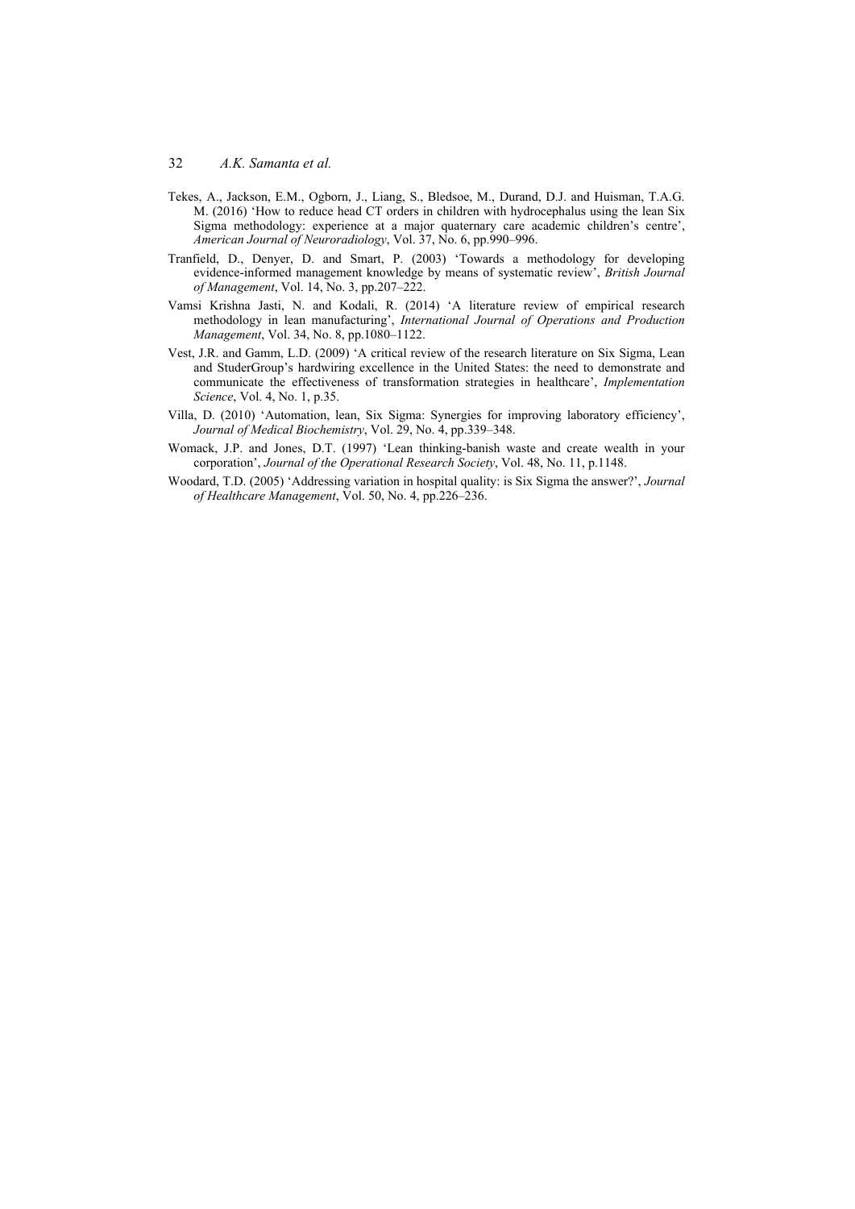Tekes, A., Jackson, E.M., Ogborn, J., Liang, S., Bledsoe, M., Durand, D.J. and Huisman, T.A.G. M. (2016) 'How to reduce head CT orders in children with hydrocephalus using the lean Six Sigma methodology: experience at a major quaternary care academic children's centre', *American Journal of Neuroradiology*, Vol. 37, No. 6, pp.990–996.

Tranfield, D., Denyer, D. and Smart, P. (2003) 'Towards a methodology for developing evidence-informed management knowledge by means of systematic review', *British Journal of Management*, Vol. 14, No. 3, pp.207–222.

Vamsi Krishna Jasti, N. and Kodali, R. (2014) 'A literature review of empirical research methodology in lean manufacturing', *International Journal of Operations and Production Management*, Vol. 34, No. 8, pp.1080–1122.

Vest, J.R. and Gamm, L.D. (2009) 'A critical review of the research literature on Six Sigma, Lean and StuderGroup's hardwiring excellence in the United States: the need to demonstrate and communicate the effectiveness of transformation strategies in healthcare', *Implementation Science*, Vol. 4, No. 1, p.35.

Villa, D. (2010) 'Automation, lean, Six Sigma: Synergies for improving laboratory efficiency', *Journal of Medical Biochemistry*, Vol. 29, No. 4, pp.339–348.

Womack, J.P. and Jones, D.T. (1997) 'Lean thinking-banish waste and create wealth in your corporation', *Journal of the Operational Research Society*, Vol. 48, No. 11, p.1148.

Woodard, T.D. (2005) 'Addressing variation in hospital quality: is Six Sigma the answer?', *Journal of Healthcare Management*, Vol. 50, No. 4, pp.226–236.